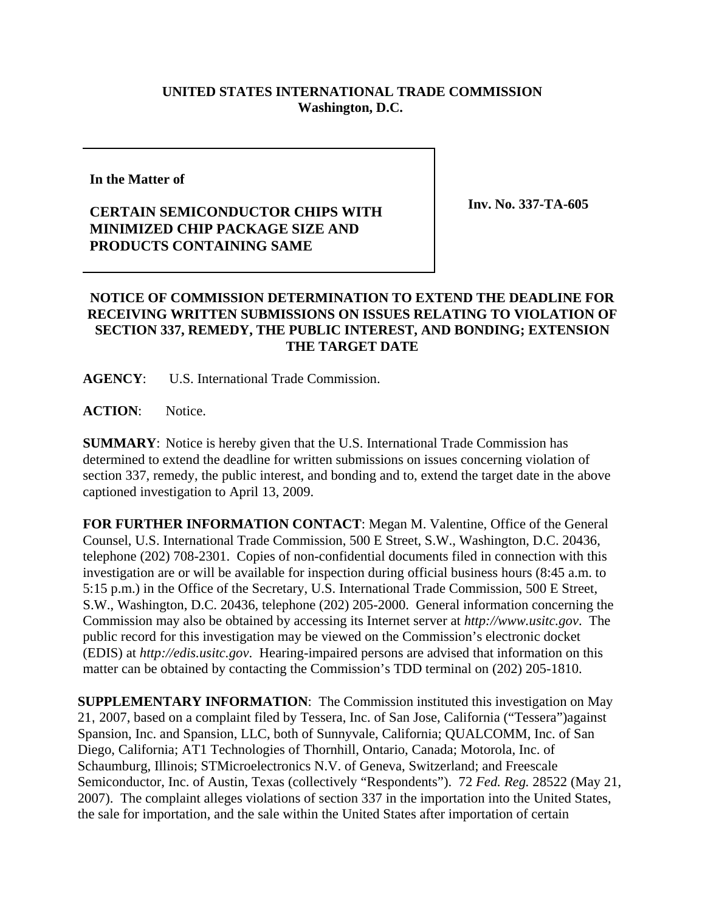**UNITED STATES INTERNATIONAL TRADE COMMISSION**
**Washington, D.C.**

**In the Matter of**

**CERTAIN SEMICONDUCTOR CHIPS WITH MINIMIZED CHIP PACKAGE SIZE AND PRODUCTS CONTAINING SAME**

**Inv. No. 337-TA-605**

**NOTICE OF COMMISSION DETERMINATION TO EXTEND THE DEADLINE FOR RECEIVING WRITTEN SUBMISSIONS ON ISSUES RELATING TO VIOLATION OF SECTION 337, REMEDY, THE PUBLIC INTEREST, AND BONDING; EXTENSION THE TARGET DATE**

**AGENCY**: U.S. International Trade Commission.

**ACTION**: Notice.

**SUMMARY**: Notice is hereby given that the U.S. International Trade Commission has determined to extend the deadline for written submissions on issues concerning violation of section 337, remedy, the public interest, and bonding and to, extend the target date in the above captioned investigation to April 13, 2009.

**FOR FURTHER INFORMATION CONTACT**: Megan M. Valentine, Office of the General Counsel, U.S. International Trade Commission, 500 E Street, S.W., Washington, D.C. 20436, telephone (202) 708-2301. Copies of non-confidential documents filed in connection with this investigation are or will be available for inspection during official business hours (8:45 a.m. to 5:15 p.m.) in the Office of the Secretary, U.S. International Trade Commission, 500 E Street, S.W., Washington, D.C. 20436, telephone (202) 205-2000. General information concerning the Commission may also be obtained by accessing its Internet server at *http://www.usitc.gov*. The public record for this investigation may be viewed on the Commission's electronic docket (EDIS) at *http://edis.usitc.gov*. Hearing-impaired persons are advised that information on this matter can be obtained by contacting the Commission's TDD terminal on (202) 205-1810.

**SUPPLEMENTARY INFORMATION**: The Commission instituted this investigation on May 21, 2007, based on a complaint filed by Tessera, Inc. of San Jose, California ("Tessera")against Spansion, Inc. and Spansion, LLC, both of Sunnyvale, California; QUALCOMM, Inc. of San Diego, California; AT1 Technologies of Thornhill, Ontario, Canada; Motorola, Inc. of Schaumburg, Illinois; STMicroelectronics N.V. of Geneva, Switzerland; and Freescale Semiconductor, Inc. of Austin, Texas (collectively "Respondents"). 72 *Fed. Reg.* 28522 (May 21, 2007). The complaint alleges violations of section 337 in the importation into the United States, the sale for importation, and the sale within the United States after importation of certain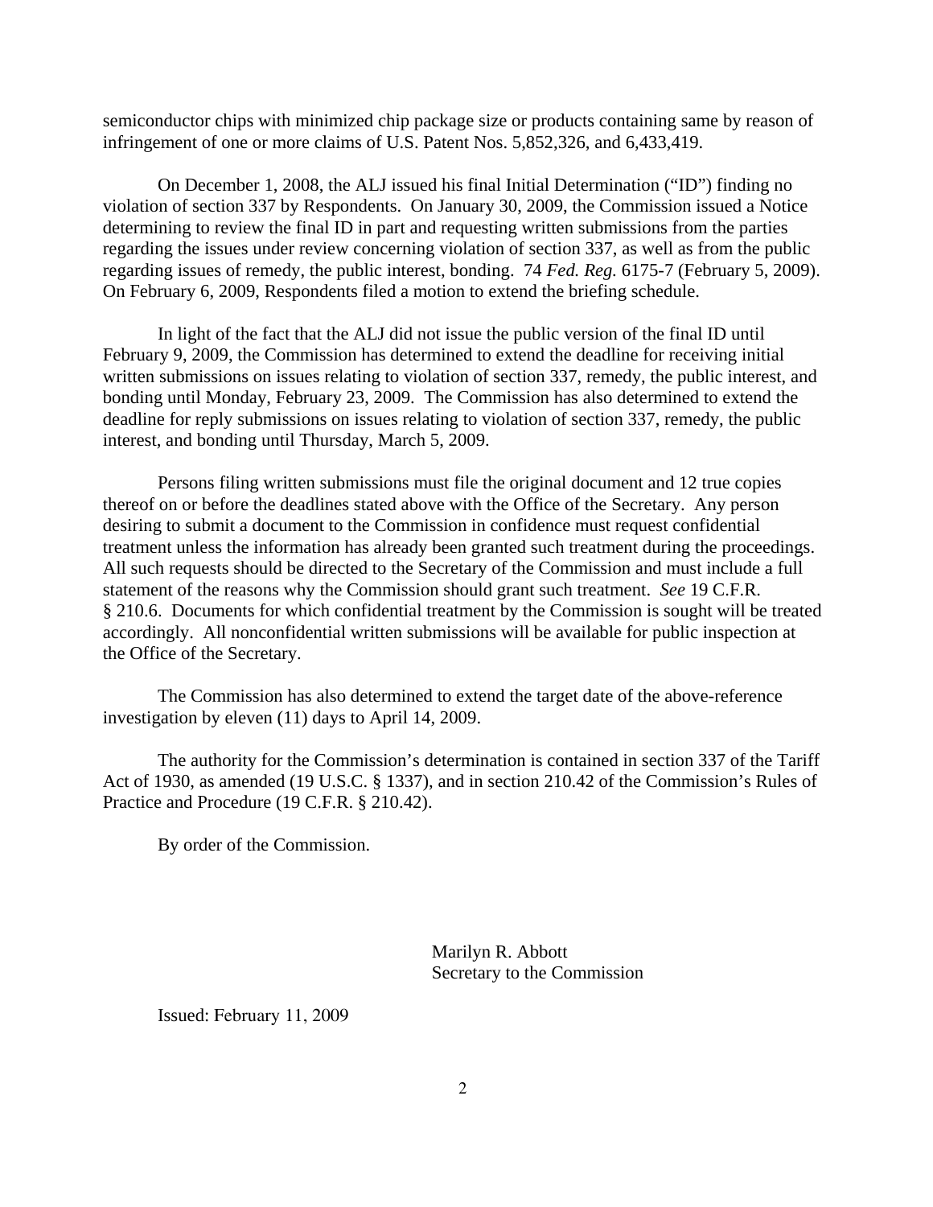semiconductor chips with minimized chip package size or products containing same by reason of infringement of one or more claims of U.S. Patent Nos. 5,852,326, and 6,433,419.

On December 1, 2008, the ALJ issued his final Initial Determination ("ID") finding no violation of section 337 by Respondents. On January 30, 2009, the Commission issued a Notice determining to review the final ID in part and requesting written submissions from the parties regarding the issues under review concerning violation of section 337, as well as from the public regarding issues of remedy, the public interest, bonding. 74 *Fed. Reg.* 6175-7 (February 5, 2009). On February 6, 2009, Respondents filed a motion to extend the briefing schedule.

In light of the fact that the ALJ did not issue the public version of the final ID until February 9, 2009, the Commission has determined to extend the deadline for receiving initial written submissions on issues relating to violation of section 337, remedy, the public interest, and bonding until Monday, February 23, 2009. The Commission has also determined to extend the deadline for reply submissions on issues relating to violation of section 337, remedy, the public interest, and bonding until Thursday, March 5, 2009.

Persons filing written submissions must file the original document and 12 true copies thereof on or before the deadlines stated above with the Office of the Secretary. Any person desiring to submit a document to the Commission in confidence must request confidential treatment unless the information has already been granted such treatment during the proceedings. All such requests should be directed to the Secretary of the Commission and must include a full statement of the reasons why the Commission should grant such treatment. *See* 19 C.F.R. § 210.6. Documents for which confidential treatment by the Commission is sought will be treated accordingly. All nonconfidential written submissions will be available for public inspection at the Office of the Secretary.

The Commission has also determined to extend the target date of the above-reference investigation by eleven (11) days to April 14, 2009.

The authority for the Commission's determination is contained in section 337 of the Tariff Act of 1930, as amended (19 U.S.C. § 1337), and in section 210.42 of the Commission's Rules of Practice and Procedure (19 C.F.R. § 210.42).

By order of the Commission.

Marilyn R. Abbott
Secretary to the Commission

Issued: February 11, 2009